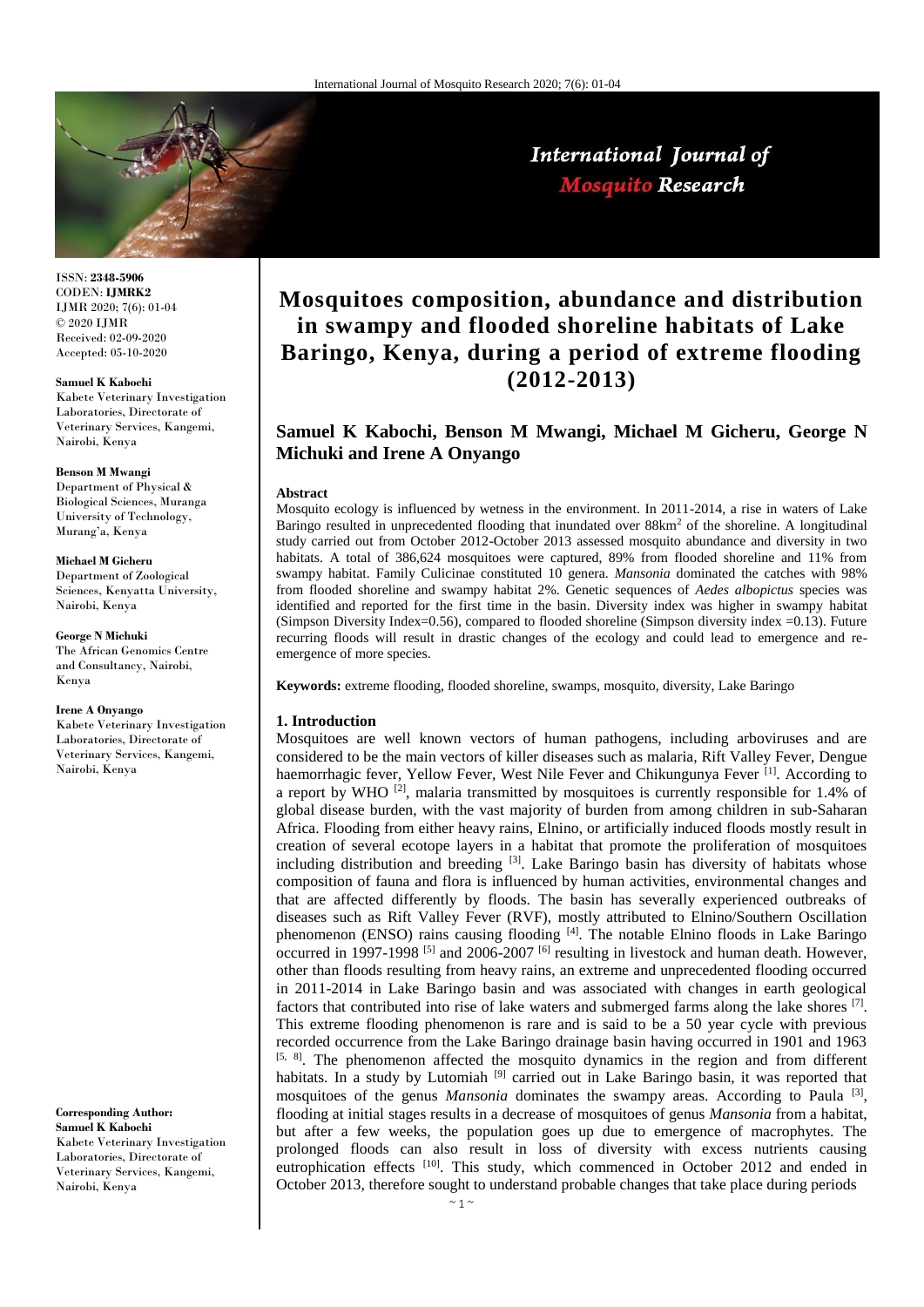ISSN: **2348-5906**
CODEN: **IJMRK2**
IJMR 2020; 7(6): 01-04
© 2020 IJMR
Received: 02-09-2020
Accepted: 05-10-2020

**Samuel K Kabochi**
Kabete Veterinary Investigation Laboratories, Directorate of Veterinary Services, Kangemi, Nairobi, Kenya

**Benson M Mwangi**
Department of Physical & Biological Sciences, Muranga University of Technology, Murang'a, Kenya

**Michael M Gicheru**
Department of Zoological Sciences, Kenyatta University, Nairobi, Kenya

**George N Michuki**
The African Genomics Centre and Consultancy, Nairobi, Kenya

**Irene A Onyango**
Kabete Veterinary Investigation Laboratories, Directorate of Veterinary Services, Kangemi, Nairobi, Kenya

**Corresponding Author:**
**Samuel K Kabochi**
Kabete Veterinary Investigation Laboratories, Directorate of Veterinary Services, Kangemi, Nairobi, Kenya

# Mosquitoes composition, abundance and distribution in swampy and flooded shoreline habitats of Lake Baringo, Kenya, during a period of extreme flooding (2012-2013)

## Samuel K Kabochi, Benson M Mwangi, Michael M Gicheru, George N Michuki and Irene A Onyango

### Abstract

Mosquito ecology is influenced by wetness in the environment. In 2011-2014, a rise in waters of Lake Baringo resulted in unprecedented flooding that inundated over 88km$^2$ of the shoreline. A longitudinal study carried out from October 2012-October 2013 assessed mosquito abundance and diversity in two habitats. A total of 386,624 mosquitoes were captured, 89% from flooded shoreline and 11% from swampy habitat. Family Culicinae constituted 10 genera. *Mansonia* dominated the catches with 98% from flooded shoreline and swampy habitat 2%. Genetic sequences of *Aedes albopictus* species was identified and reported for the first time in the basin. Diversity index was higher in swampy habitat (Simpson Diversity Index=0.56), compared to flooded shoreline (Simpson diversity index =0.13). Future recurring floods will result in drastic changes of the ecology and could lead to emergence and re-emergence of more species.

**Keywords:** extreme flooding, flooded shoreline, swamps, mosquito, diversity, Lake Baringo

### 1. Introduction

Mosquitoes are well known vectors of human pathogens, including arboviruses and are considered to be the main vectors of killer diseases such as malaria, Rift Valley Fever, Dengue haemorrhagic fever, Yellow Fever, West Nile Fever and Chikungunya Fever [1]. According to a report by WHO [2], malaria transmitted by mosquitoes is currently responsible for 1.4% of global disease burden, with the vast majority of burden from among children in sub-Saharan Africa. Flooding from either heavy rains, Elnino, or artificially induced floods mostly result in creation of several ecotope layers in a habitat that promote the proliferation of mosquitoes including distribution and breeding [3]. Lake Baringo basin has diversity of habitats whose composition of fauna and flora is influenced by human activities, environmental changes and that are affected differently by floods. The basin has severally experienced outbreaks of diseases such as Rift Valley Fever (RVF), mostly attributed to Elnino/Southern Oscillation phenomenon (ENSO) rains causing flooding [4]. The notable Elnino floods in Lake Baringo occurred in 1997-1998 [5] and 2006-2007 [6] resulting in livestock and human death. However, other than floods resulting from heavy rains, an extreme and unprecedented flooding occurred in 2011-2014 in Lake Baringo basin and was associated with changes in earth geological factors that contributed into rise of lake waters and submerged farms along the lake shores [7]. This extreme flooding phenomenon is rare and is said to be a 50 year cycle with previous recorded occurrence from the Lake Baringo drainage basin having occurred in 1901 and 1963 [5, 8]. The phenomenon affected the mosquito dynamics in the region and from different habitats. In a study by Lutomiah [9] carried out in Lake Baringo basin, it was reported that mosquitoes of the genus *Mansonia* dominates the swampy areas. According to Paula [3], flooding at initial stages results in a decrease of mosquitoes of genus *Mansonia* from a habitat, but after a few weeks, the population goes up due to emergence of macrophytes. The prolonged floods can also result in loss of diversity with excess nutrients causing eutrophication effects [10]. This study, which commenced in October 2012 and ended in October 2013, therefore sought to understand probable changes that take place during periods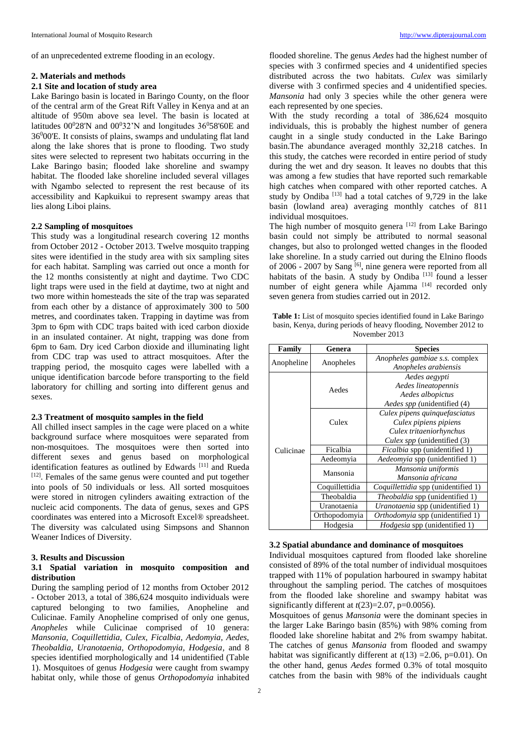of an unprecedented extreme flooding in an ecology.

## 2. Materials and methods

### 2.1 Site and location of study area

Lake Baringo basin is located in Baringo County, on the floor of the central arm of the Great Rift Valley in Kenya and at an altitude of 950m above sea level. The basin is located at latitudes $00^0$28'N and $00^0$32'N and longitudes $36^0$58'60E and $36^0$00'E. It consists of plains, swamps and undulating flat land along the lake shores that is prone to flooding. Two study sites were selected to represent two habitats occurring in the Lake Baringo basin; flooded lake shoreline and swampy habitat. The flooded lake shoreline included several villages with Ngambo selected to represent the rest because of its accessibility and Kapkuikui to represent swampy areas that lies along Liboi plains.

### 2.2 Sampling of mosquitoes

This study was a longitudinal research covering 12 months from October 2012 - October 2013. Twelve mosquito trapping sites were identified in the study area with six sampling sites for each habitat. Sampling was carried out once a month for the 12 months consistently at night and daytime. Two CDC light traps were used in the field at daytime, two at night and two more within homesteads the site of the trap was separated from each other by a distance of approximately 300 to 500 metres, and coordinates taken. Trapping in daytime was from 3pm to 6pm with CDC traps baited with iced carbon dioxide in an insulated container. At night, trapping was done from 6pm to 6am. Dry iced Carbon dioxide and illuminating light from CDC trap was used to attract mosquitoes. After the trapping period, the mosquito cages were labelled with a unique identification barcode before transporting to the field laboratory for chilling and sorting into different genus and sexes.

### 2.3 Treatment of mosquito samples in the field

All chilled insect samples in the cage were placed on a white background surface where mosquitoes were separated from non-mosquitoes. The mosquitoes were then sorted into different sexes and genus based on morphological identification features as outlined by Edwards [11] and Rueda [12]. Females of the same genus were counted and put together into pools of 50 individuals or less. All sorted mosquitoes were stored in nitrogen cylinders awaiting extraction of the nucleic acid components. The data of genus, sexes and GPS coordinates was entered into a Microsoft Excel® spreadsheet. The diversity was calculated using Simpsons and Shannon Weaner Indices of Diversity.

## 3. Results and Discussion

### 3.1 Spatial variation in mosquito composition and distribution

During the sampling period of 12 months from October 2012 - October 2013, a total of 386,624 mosquito individuals were captured belonging to two families, Anopheline and Culicinae. Family Anopheline comprised of only one genus, *Anopheles* while Culicinae comprised of 10 genera: *Mansonia, Coquillettidia, Culex, Ficalbia, Aedomyia, Aedes, Theobaldia, Uranotaenia, Orthopodomyia, Hodgesia*, and 8 species identified morphologically and 14 unidentified (Table 1). Mosquitoes of genus *Hodgesia* were caught from swampy habitat only, while those of genus *Orthopodomyia* inhabited flooded shoreline. The genus *Aedes* had the highest number of species with 3 confirmed species and 4 unidentified species distributed across the two habitats. *Culex* was similarly diverse with 3 confirmed species and 4 unidentified species. *Mansonia* had only 3 species while the other genera were each represented by one species.

With the study recording a total of 386,624 mosquito individuals, this is probably the highest number of genera caught in a single study conducted in the Lake Baringo basin.The abundance averaged monthly 32,218 catches. In this study, the catches were recorded in entire period of study during the wet and dry season. It leaves no doubts that this was among a few studies that have reported such remarkable high catches when compared with other reported catches. A study by Ondiba [13] had a total catches of 9,729 in the lake basin (lowland area) averaging monthly catches of 811 individual mosquitoes.

The high number of mosquito genera [12] from Lake Baringo basin could not simply be attributed to normal seasonal changes, but also to prolonged wetted changes in the flooded lake shoreline. In a study carried out during the Elnino floods of 2006 - 2007 by Sang [6], nine genera were reported from all habitats of the basin. A study by Ondiba [13] found a lesser number of eight genera while Ajamma [14] recorded only seven genera from studies carried out in 2012.

**Table 1:** List of mosquito species identified found in Lake Baringo basin, Kenya, during periods of heavy flooding, November 2012 to November 2013

| Family | Genera | Species |
|---|---|---|
| Anopheline | Anopheles | *Anopheles gambiae s.s.* complex<br>*Anopheles arabiensis* |
| Culicinae | Aedes | *Aedes aegypti*<br>*Aedes lineatopennis*<br>*Aedes albopictus*<br>*Aedes spp* (unidentified (4) |
| | Culex | *Culex pipens quinquefasciatus*<br>*Culex pipiens pipiens*<br>*Culex tritaeniorhynchus*<br>*Culex spp* (unidentified (3) |
| | Ficalbia | *Ficalbia* spp (unidentified 1) |
| | Aedeomyia | *Aedeomyia* spp (unidentified 1) |
| | Mansonia | *Mansonia uniformis*<br>*Mansonia africana* |
| | Coquillettidia | *Coquillettidia* spp (unidentified 1) |
| | Theobaldia | *Theobaldia* spp (unidentified 1) |
| | Uranotaenia | *Uranotaenia* spp (unidentified 1) |
| | Orthopodomyia | *Orthodomyia* spp (unidentified 1) |
| | Hodgesia | *Hodgesia* spp (unidentified 1) |

### 3.2 Spatial abundance and dominance of mosquitoes

Individual mosquitoes captured from flooded lake shoreline consisted of 89% of the total number of individual mosquitoes trapped with 11% of population harboured in swampy habitat throughout the sampling period. The catches of mosquitoes from the flooded lake shoreline and swampy habitat was significantly different at $t(23)=2.07$, $p=0.0056$).

Mosquitoes of genus *Mansonia* were the dominant species in the larger Lake Baringo basin (85%) with 98% coming from flooded lake shoreline habitat and 2% from swampy habitat. The catches of genus *Mansonia* from flooded and swampy habitat was significantly different at $t(13) =2.06$, $p=0.01$). On the other hand, genus *Aedes* formed 0.3% of total mosquito catches from the basin with 98% of the individuals caught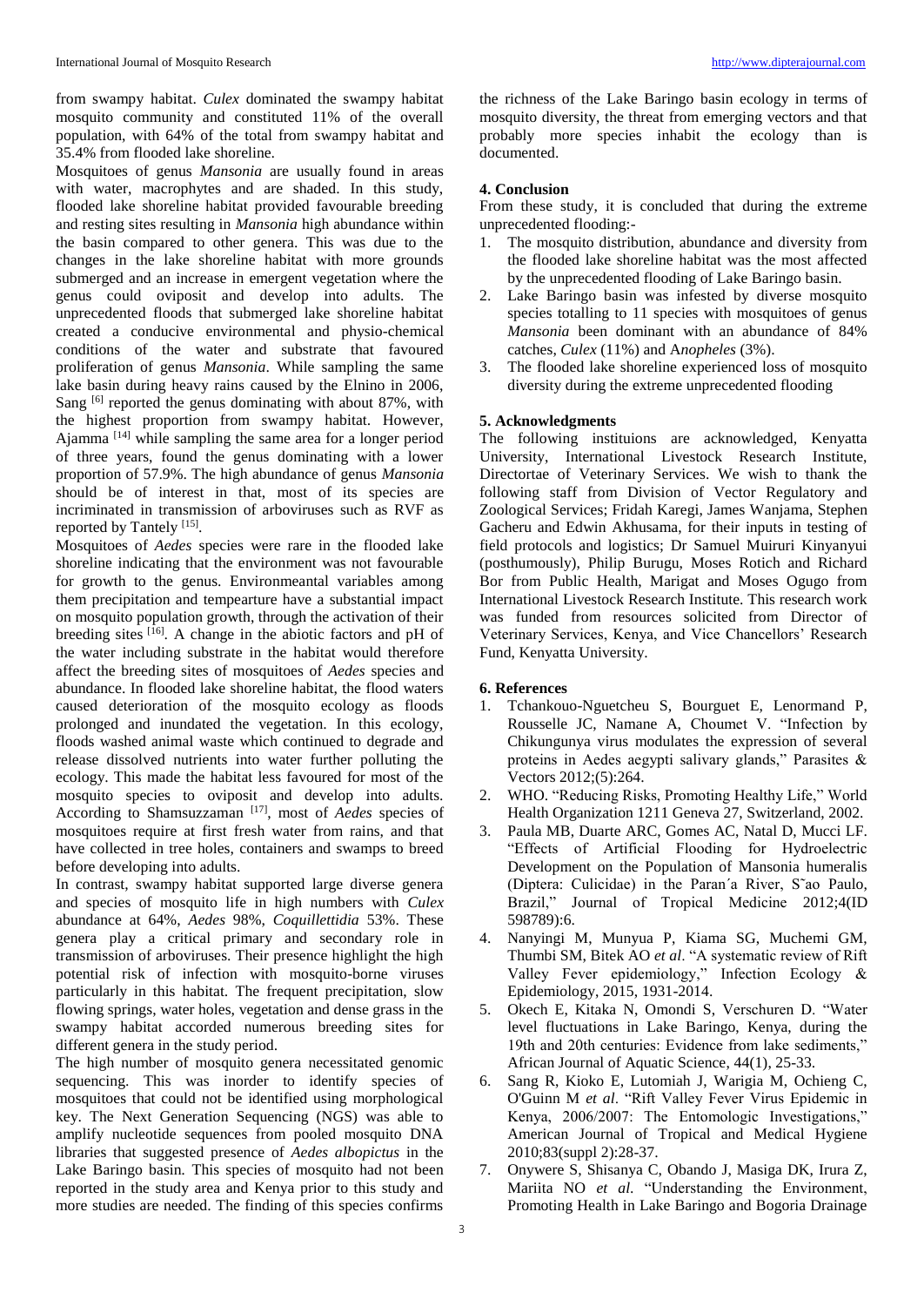from swampy habitat. *Culex* dominated the swampy habitat mosquito community and constituted 11% of the overall population, with 64% of the total from swampy habitat and 35.4% from flooded lake shoreline.

Mosquitoes of genus *Mansonia* are usually found in areas with water, macrophytes and are shaded. In this study, flooded lake shoreline habitat provided favourable breeding and resting sites resulting in *Mansonia* high abundance within the basin compared to other genera. This was due to the changes in the lake shoreline habitat with more grounds submerged and an increase in emergent vegetation where the genus could oviposit and develop into adults. The unprecedented floods that submerged lake shoreline habitat created a conducive environmental and physio-chemical conditions of the water and substrate that favoured proliferation of genus *Mansonia*. While sampling the same lake basin during heavy rains caused by the Elnino in 2006, Sang [6] reported the genus dominating with about 87%, with the highest proportion from swampy habitat. However, Ajamma [14] while sampling the same area for a longer period of three years, found the genus dominating with a lower proportion of 57.9%. The high abundance of genus *Mansonia* should be of interest in that, most of its species are incriminated in transmission of arboviruses such as RVF as reported by Tantely [15].

Mosquitoes of *Aedes* species were rare in the flooded lake shoreline indicating that the environment was not favourable for growth to the genus. Environmeantal variables among them precipitation and tempearture have a substantial impact on mosquito population growth, through the activation of their breeding sites [16]. A change in the abiotic factors and pH of the water including substrate in the habitat would therefore affect the breeding sites of mosquitoes of *Aedes* species and abundance. In flooded lake shoreline habitat, the flood waters caused deterioration of the mosquito ecology as floods prolonged and inundated the vegetation. In this ecology, floods washed animal waste which continued to degrade and release dissolved nutrients into water further polluting the ecology. This made the habitat less favoured for most of the mosquito species to oviposit and develop into adults. According to Shamsuzzaman [17], most of *Aedes* species of mosquitoes require at first fresh water from rains, and that have collected in tree holes, containers and swamps to breed before developing into adults.

In contrast, swampy habitat supported large diverse genera and species of mosquito life in high numbers with *Culex* abundance at 64%, *Aedes* 98%, *Coquillettidia* 53%. These genera play a critical primary and secondary role in transmission of arboviruses. Their presence highlight the high potential risk of infection with mosquito-borne viruses particularly in this habitat. The frequent precipitation, slow flowing springs, water holes, vegetation and dense grass in the swampy habitat accorded numerous breeding sites for different genera in the study period.

The high number of mosquito genera necessitated genomic sequencing. This was inorder to identify species of mosquitoes that could not be identified using morphological key. The Next Generation Sequencing (NGS) was able to amplify nucleotide sequences from pooled mosquito DNA libraries that suggested presence of *Aedes albopictus* in the Lake Baringo basin. This species of mosquito had not been reported in the study area and Kenya prior to this study and more studies are needed. The finding of this species confirms the richness of the Lake Baringo basin ecology in terms of mosquito diversity, the threat from emerging vectors and that probably more species inhabit the ecology than is documented.

## 4. Conclusion

From these study, it is concluded that during the extreme unprecedented flooding:-

1. The mosquito distribution, abundance and diversity from the flooded lake shoreline habitat was the most affected by the unprecedented flooding of Lake Baringo basin.
2. Lake Baringo basin was infested by diverse mosquito species totalling to 11 species with mosquitoes of genus *Mansonia* been dominant with an abundance of 84% catches, *Culex* (11%) and A*nopheles* (3%).
3. The flooded lake shoreline experienced loss of mosquito diversity during the extreme unprecedented flooding

## 5. Acknowledgments

The following instituions are acknowledged, Kenyatta University, International Livestock Research Institute, Directortae of Veterinary Services. We wish to thank the following staff from Division of Vector Regulatory and Zoological Services; Fridah Karegi, James Wanjama, Stephen Gacheru and Edwin Akhusama, for their inputs in testing of field protocols and logistics; Dr Samuel Muiruri Kinyanyui (posthumously), Philip Burugu, Moses Rotich and Richard Bor from Public Health, Marigat and Moses Ogugo from International Livestock Research Institute. This research work was funded from resources solicited from Director of Veterinary Services, Kenya, and Vice Chancellors' Research Fund, Kenyatta University.

## 6. References

1. Tchankouo-Nguetcheu S, Bourguet E, Lenormand P, Rousselle JC, Namane A, Choumet V. "Infection by Chikungunya virus modulates the expression of several proteins in Aedes aegypti salivary glands," Parasites & Vectors 2012;(5):264.
2. WHO. "Reducing Risks, Promoting Healthy Life," World Health Organization 1211 Geneva 27, Switzerland, 2002.
3. Paula MB, Duarte ARC, Gomes AC, Natal D, Mucci LF. "Effects of Artificial Flooding for Hydroelectric Development on the Population of Mansonia humeralis (Diptera: Culicidae) in the Paran´a River, S˜ao Paulo, Brazil," Journal of Tropical Medicine 2012;4(ID 598789):6.
4. Nanyingi M, Munyua P, Kiama SG, Muchemi GM, Thumbi SM, Bitek AO *et al*. "A systematic review of Rift Valley Fever epidemiology," Infection Ecology & Epidemiology, 2015, 1931-2014.
5. Okech E, Kitaka N, Omondi S, Verschuren D. "Water level fluctuations in Lake Baringo, Kenya, during the 19th and 20th centuries: Evidence from lake sediments," African Journal of Aquatic Science, 44(1), 25-33.
6. Sang R, Kioko E, Lutomiah J, Warigia M, Ochieng C, O'Guinn M *et al*. "Rift Valley Fever Virus Epidemic in Kenya, 2006/2007: The Entomologic Investigations," American Journal of Tropical and Medical Hygiene 2010;83(suppl 2):28-37.
7. Onywere S, Shisanya C, Obando J, Masiga DK, Irura Z, Mariita NO *et al*. "Understanding the Environment, Promoting Health in Lake Baringo and Bogoria Drainage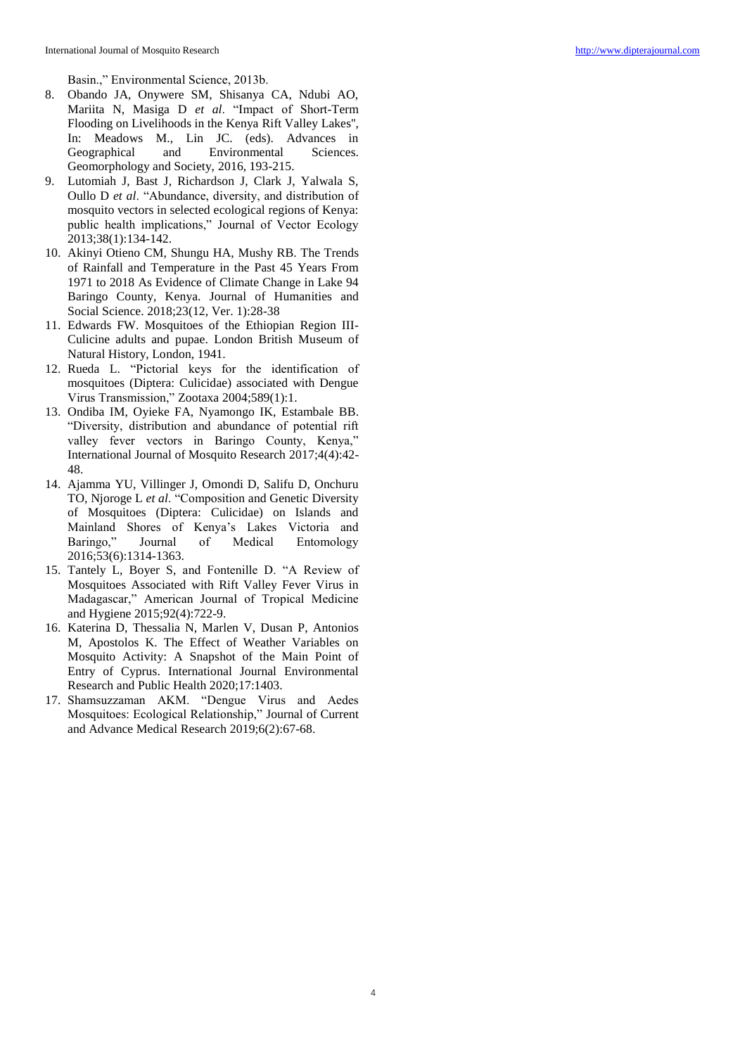Basin.," Environmental Science, 2013b.

8. Obando JA, Onywere SM, Shisanya CA, Ndubi AO, Mariita N, Masiga D *et al*. "Impact of Short-Term Flooding on Livelihoods in the Kenya Rift Valley Lakes", In: Meadows M., Lin JC. (eds). Advances in Geographical and Environmental Sciences. Geomorphology and Society, 2016, 193-215.
9. Lutomiah J, Bast J, Richardson J, Clark J, Yalwala S, Oullo D *et al*. "Abundance, diversity, and distribution of mosquito vectors in selected ecological regions of Kenya: public health implications," Journal of Vector Ecology 2013;38(1):134-142.
10. Akinyi Otieno CM, Shungu HA, Mushy RB. The Trends of Rainfall and Temperature in the Past 45 Years From 1971 to 2018 As Evidence of Climate Change in Lake 94 Baringo County, Kenya. Journal of Humanities and Social Science. 2018;23(12, Ver. 1):28-38
11. Edwards FW. Mosquitoes of the Ethiopian Region III-Culicine adults and pupae. London British Museum of Natural History, London, 1941.
12. Rueda L. "Pictorial keys for the identification of mosquitoes (Diptera: Culicidae) associated with Dengue Virus Transmission," Zootaxa 2004;589(1):1.
13. Ondiba IM, Oyieke FA, Nyamongo IK, Estambale BB. "Diversity, distribution and abundance of potential rift valley fever vectors in Baringo County, Kenya," International Journal of Mosquito Research 2017;4(4):42-48.
14. Ajamma YU, Villinger J, Omondi D, Salifu D, Onchuru TO, Njoroge L *et al*. "Composition and Genetic Diversity of Mosquitoes (Diptera: Culicidae) on Islands and Mainland Shores of Kenya's Lakes Victoria and Baringo," Journal of Medical Entomology 2016;53(6):1314-1363.
15. Tantely L, Boyer S, and Fontenille D. "A Review of Mosquitoes Associated with Rift Valley Fever Virus in Madagascar," American Journal of Tropical Medicine and Hygiene 2015;92(4):722-9.
16. Katerina D, Thessalia N, Marlen V, Dusan P, Antonios M, Apostolos K. The Effect of Weather Variables on Mosquito Activity: A Snapshot of the Main Point of Entry of Cyprus. International Journal Environmental Research and Public Health 2020;17:1403.
17. Shamsuzzaman AKM. "Dengue Virus and Aedes Mosquitoes: Ecological Relationship," Journal of Current and Advance Medical Research 2019;6(2):67-68.